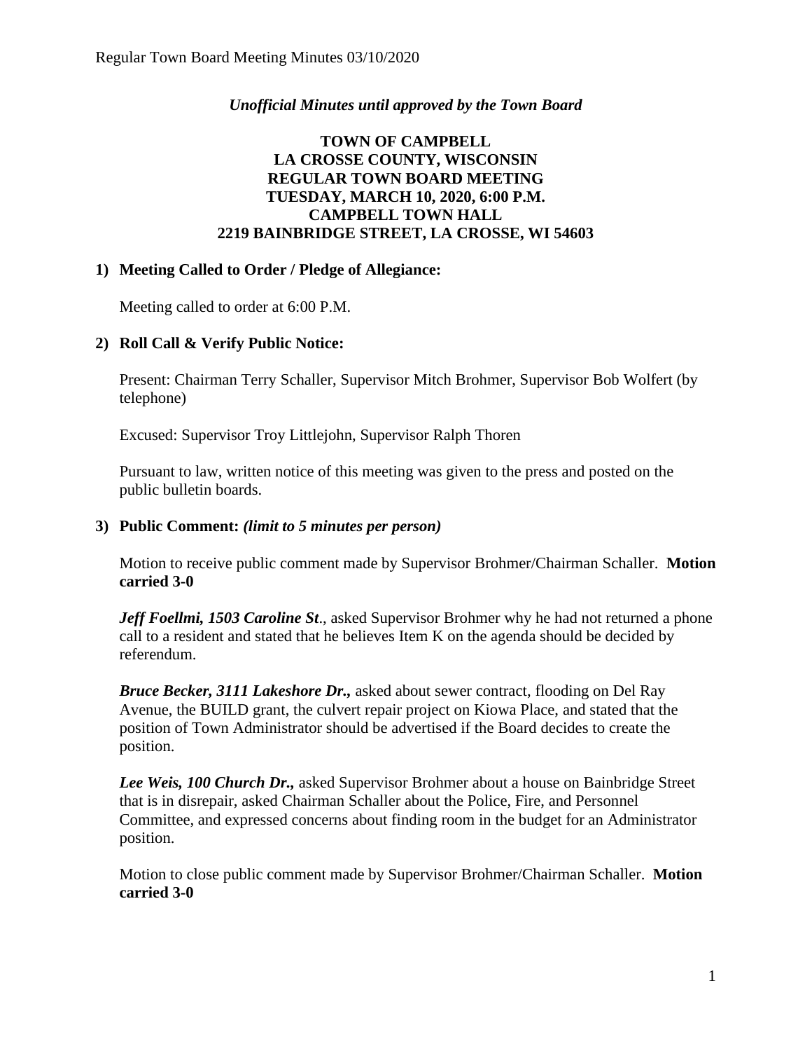*Unofficial Minutes until approved by the Town Board*

**TOWN OF CAMPBELL**
**LA CROSSE COUNTY, WISCONSIN**
**REGULAR TOWN BOARD MEETING**
**TUESDAY, MARCH 10, 2020, 6:00 P.M.**
**CAMPBELL TOWN HALL**
**2219 BAINBRIDGE STREET, LA CROSSE, WI 54603**

**1) Meeting Called to Order / Pledge of Allegiance:**

Meeting called to order at 6:00 P.M.

**2) Roll Call & Verify Public Notice:**

Present: Chairman Terry Schaller, Supervisor Mitch Brohmer, Supervisor Bob Wolfert (by telephone)

Excused: Supervisor Troy Littlejohn, Supervisor Ralph Thoren

Pursuant to law, written notice of this meeting was given to the press and posted on the public bulletin boards.

**3) Public Comment:** ***(limit to 5 minutes per person)***

Motion to receive public comment made by Supervisor Brohmer/Chairman Schaller. **Motion carried 3-0**

***Jeff Foellmi, 1503 Caroline St***., asked Supervisor Brohmer why he had not returned a phone call to a resident and stated that he believes Item K on the agenda should be decided by referendum.

***Bruce Becker, 3111 Lakeshore Dr.,*** asked about sewer contract, flooding on Del Ray Avenue, the BUILD grant, the culvert repair project on Kiowa Place, and stated that the position of Town Administrator should be advertised if the Board decides to create the position.

***Lee Weis, 100 Church Dr.,*** asked Supervisor Brohmer about a house on Bainbridge Street that is in disrepair, asked Chairman Schaller about the Police, Fire, and Personnel Committee, and expressed concerns about finding room in the budget for an Administrator position.

Motion to close public comment made by Supervisor Brohmer/Chairman Schaller. **Motion carried 3-0**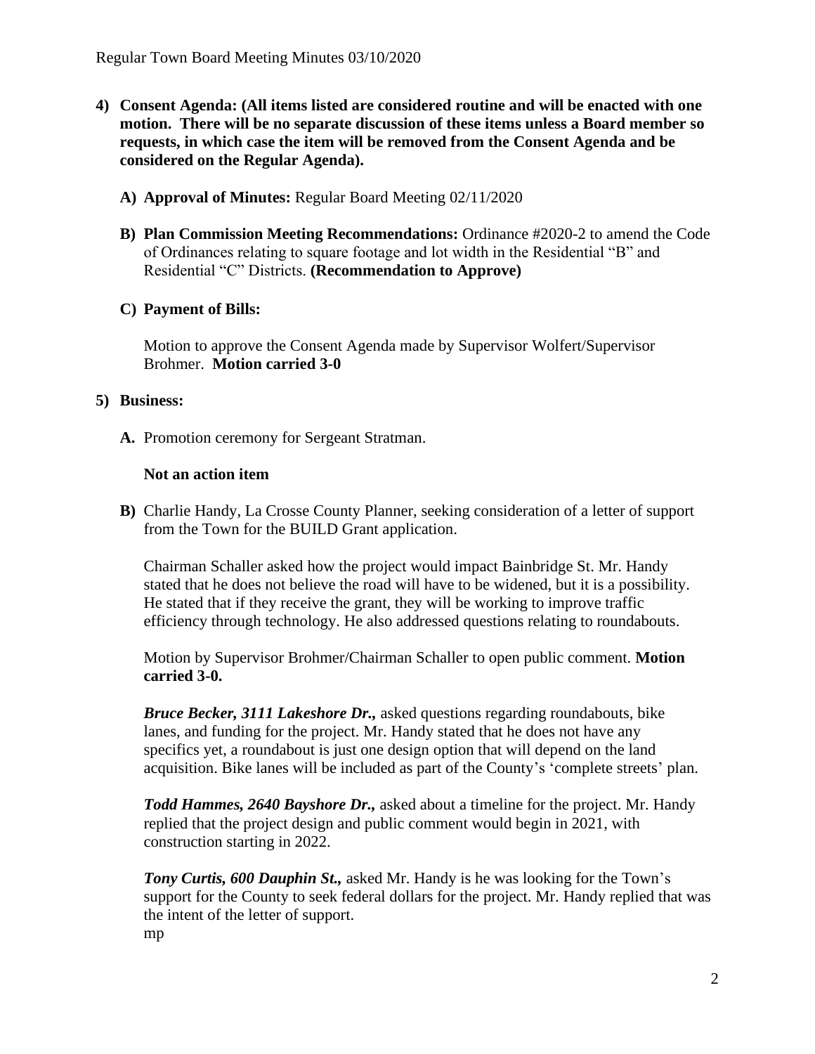4) **Consent Agenda: (All items listed are considered routine and will be enacted with one motion. There will be no separate discussion of these items unless a Board member so requests, in which case the item will be removed from the Consent Agenda and be considered on the Regular Agenda).**

   **A) Approval of Minutes:** Regular Board Meeting 02/11/2020

   **B) Plan Commission Meeting Recommendations:** Ordinance #2020-2 to amend the Code of Ordinances relating to square footage and lot width in the Residential "B" and Residential "C" Districts. **(Recommendation to Approve)**

   **C) Payment of Bills:**

   Motion to approve the Consent Agenda made by Supervisor Wolfert/Supervisor Brohmer. **Motion carried 3-0**

5) **Business:**

   **A.** Promotion ceremony for Sergeant Stratman.

   **Not an action item**

   **B)** Charlie Handy, La Crosse County Planner, seeking consideration of a letter of support from the Town for the BUILD Grant application.

   Chairman Schaller asked how the project would impact Bainbridge St. Mr. Handy stated that he does not believe the road will have to be widened, but it is a possibility. He stated that if they receive the grant, they will be working to improve traffic efficiency through technology. He also addressed questions relating to roundabouts.

   Motion by Supervisor Brohmer/Chairman Schaller to open public comment. **Motion carried 3-0.**

   ***Bruce Becker, 3111 Lakeshore Dr.,*** asked questions regarding roundabouts, bike lanes, and funding for the project. Mr. Handy stated that he does not have any specifics yet, a roundabout is just one design option that will depend on the land acquisition. Bike lanes will be included as part of the County's 'complete streets' plan.

   ***Todd Hammes, 2640 Bayshore Dr.,*** asked about a timeline for the project. Mr. Handy replied that the project design and public comment would begin in 2021, with construction starting in 2022.

   ***Tony Curtis, 600 Dauphin St.,*** asked Mr. Handy is he was looking for the Town's support for the County to seek federal dollars for the project. Mr. Handy replied that was the intent of the letter of support.

mp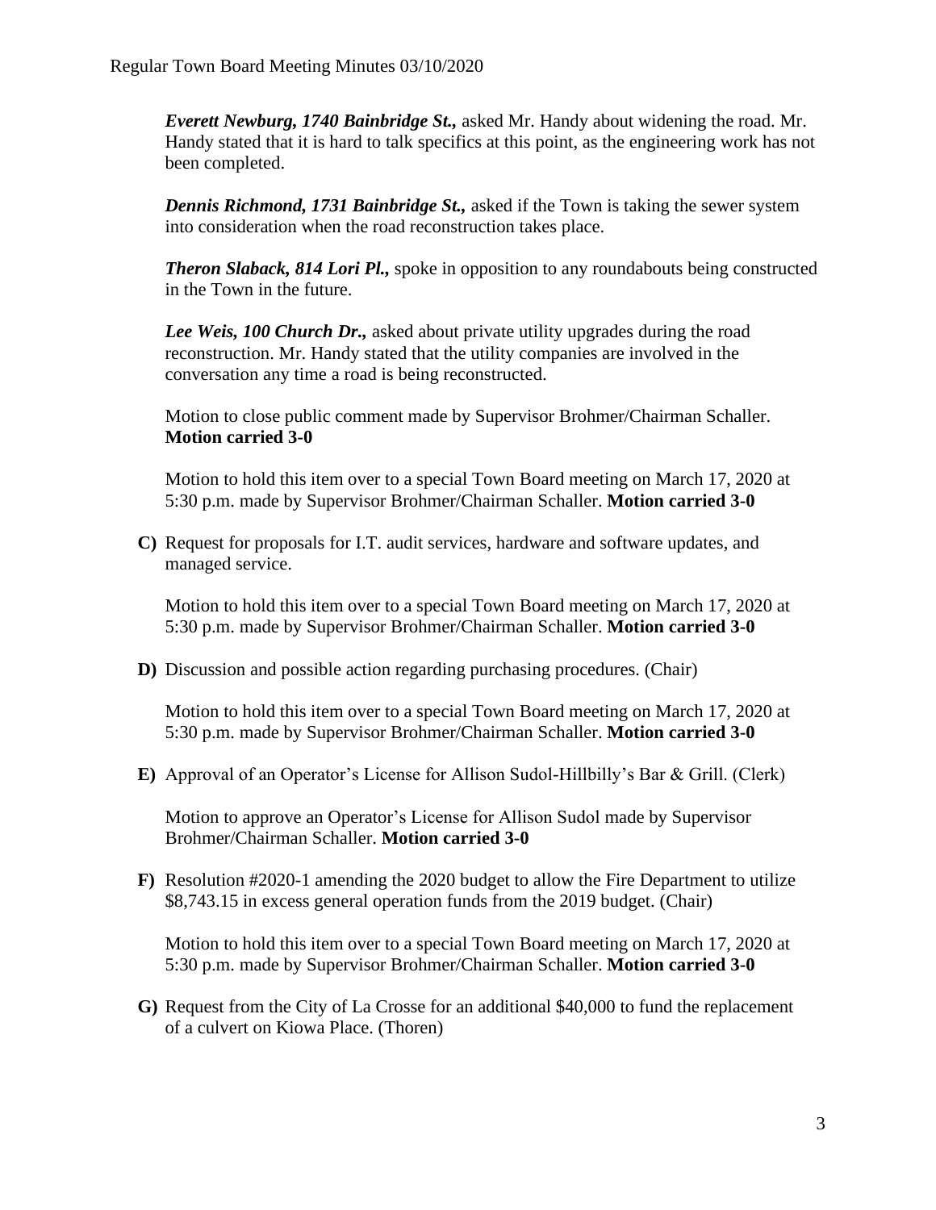***Everett Newburg, 1740 Bainbridge St.,*** asked Mr. Handy about widening the road. Mr. Handy stated that it is hard to talk specifics at this point, as the engineering work has not been completed.

***Dennis Richmond, 1731 Bainbridge St.,*** asked if the Town is taking the sewer system into consideration when the road reconstruction takes place.

***Theron Slaback, 814 Lori Pl.,*** spoke in opposition to any roundabouts being constructed in the Town in the future.

***Lee Weis, 100 Church Dr.,*** asked about private utility upgrades during the road reconstruction. Mr. Handy stated that the utility companies are involved in the conversation any time a road is being reconstructed.

Motion to close public comment made by Supervisor Brohmer/Chairman Schaller. **Motion carried 3-0**

Motion to hold this item over to a special Town Board meeting on March 17, 2020 at 5:30 p.m. made by Supervisor Brohmer/Chairman Schaller. **Motion carried 3-0**

**C)** Request for proposals for I.T. audit services, hardware and software updates, and managed service.

Motion to hold this item over to a special Town Board meeting on March 17, 2020 at 5:30 p.m. made by Supervisor Brohmer/Chairman Schaller. **Motion carried 3-0**

**D)** Discussion and possible action regarding purchasing procedures. (Chair)

Motion to hold this item over to a special Town Board meeting on March 17, 2020 at 5:30 p.m. made by Supervisor Brohmer/Chairman Schaller. **Motion carried 3-0**

**E)** Approval of an Operator's License for Allison Sudol-Hillbilly's Bar & Grill. (Clerk)

Motion to approve an Operator's License for Allison Sudol made by Supervisor Brohmer/Chairman Schaller. **Motion carried 3-0**

**F)** Resolution #2020-1 amending the 2020 budget to allow the Fire Department to utilize $8,743.15 in excess general operation funds from the 2019 budget. (Chair)

Motion to hold this item over to a special Town Board meeting on March 17, 2020 at 5:30 p.m. made by Supervisor Brohmer/Chairman Schaller. **Motion carried 3-0**

**G)** Request from the City of La Crosse for an additional $40,000 to fund the replacement of a culvert on Kiowa Place. (Thoren)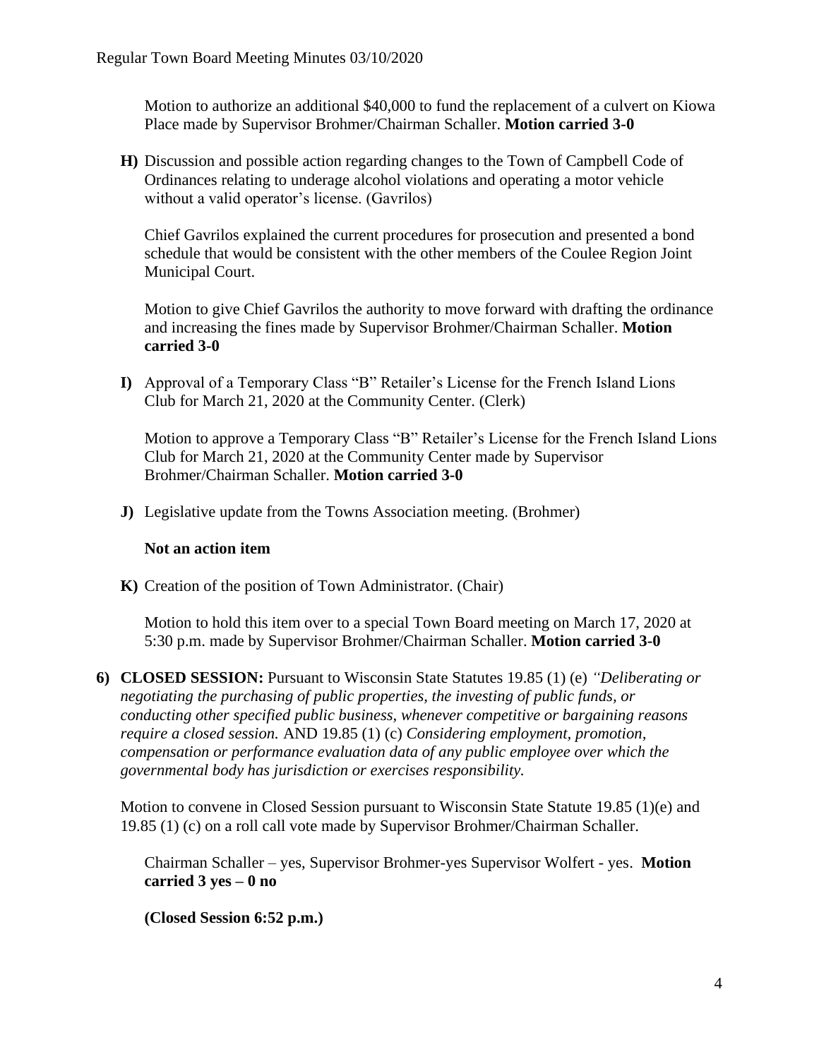Motion to authorize an additional $40,000 to fund the replacement of a culvert on Kiowa Place made by Supervisor Brohmer/Chairman Schaller. **Motion carried 3-0**

**H)** Discussion and possible action regarding changes to the Town of Campbell Code of Ordinances relating to underage alcohol violations and operating a motor vehicle without a valid operator's license. (Gavrilos)

Chief Gavrilos explained the current procedures for prosecution and presented a bond schedule that would be consistent with the other members of the Coulee Region Joint Municipal Court.

Motion to give Chief Gavrilos the authority to move forward with drafting the ordinance and increasing the fines made by Supervisor Brohmer/Chairman Schaller. **Motion carried 3-0**

**I)** Approval of a Temporary Class "B" Retailer's License for the French Island Lions Club for March 21, 2020 at the Community Center. (Clerk)

Motion to approve a Temporary Class "B" Retailer's License for the French Island Lions Club for March 21, 2020 at the Community Center made by Supervisor Brohmer/Chairman Schaller. **Motion carried 3-0**

**J)** Legislative update from the Towns Association meeting. (Brohmer)

**Not an action item**

**K)** Creation of the position of Town Administrator. (Chair)

Motion to hold this item over to a special Town Board meeting on March 17, 2020 at 5:30 p.m. made by Supervisor Brohmer/Chairman Schaller. **Motion carried 3-0**

**6) CLOSED SESSION:** Pursuant to Wisconsin State Statutes 19.85 (1) (e) *"Deliberating or negotiating the purchasing of public properties, the investing of public funds, or conducting other specified public business, whenever competitive or bargaining reasons require a closed session.* AND 19.85 (1) (c) *Considering employment, promotion, compensation or performance evaluation data of any public employee over which the governmental body has jurisdiction or exercises responsibility.*

Motion to convene in Closed Session pursuant to Wisconsin State Statute 19.85 (1)(e) and 19.85 (1) (c) on a roll call vote made by Supervisor Brohmer/Chairman Schaller.

Chairman Schaller – yes, Supervisor Brohmer-yes Supervisor Wolfert - yes. **Motion carried 3 yes – 0 no**

**(Closed Session 6:52 p.m.)**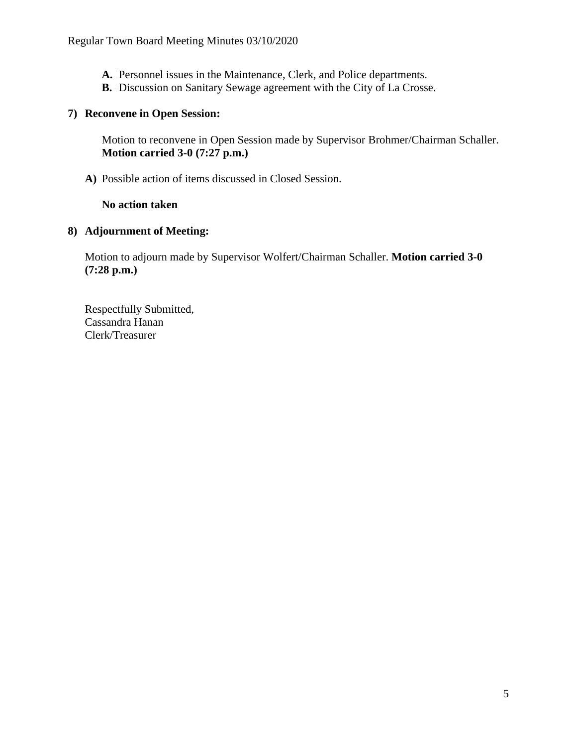**A.** Personnel issues in the Maintenance, Clerk, and Police departments.
**B.** Discussion on Sanitary Sewage agreement with the City of La Crosse.

**7) Reconvene in Open Session:**

Motion to reconvene in Open Session made by Supervisor Brohmer/Chairman Schaller. **Motion carried 3-0 (7:27 p.m.)**

**A)** Possible action of items discussed in Closed Session.

**No action taken**

**8) Adjournment of Meeting:**

Motion to adjourn made by Supervisor Wolfert/Chairman Schaller. **Motion carried 3-0 (7:28 p.m.)**

Respectfully Submitted,
Cassandra Hanan
Clerk/Treasurer